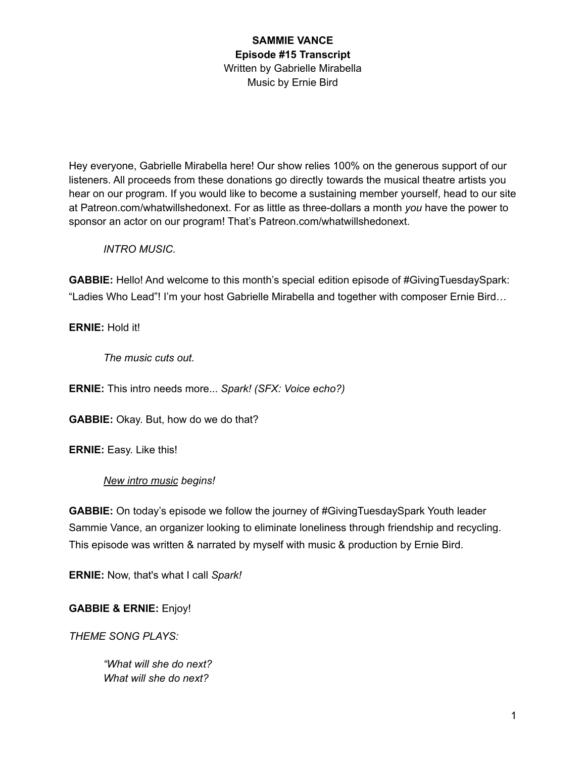**SAMMIE VANCE**
**Episode #15 Transcript**
Written by Gabrielle Mirabella
Music by Ernie Bird

Hey everyone, Gabrielle Mirabella here! Our show relies 100% on the generous support of our listeners. All proceeds from these donations go directly towards the musical theatre artists you hear on our program. If you would like to become a sustaining member yourself, head to our site at Patreon.com/whatwillshedonext. For as little as three-dollars a month *you* have the power to sponsor an actor on our program! That's Patreon.com/whatwillshedonext.

*INTRO MUSIC.*

**GABBIE:** Hello! And welcome to this month's special edition episode of #GivingTuesdaySpark: "Ladies Who Lead"! I'm your host Gabrielle Mirabella and together with composer Ernie Bird…

**ERNIE:** Hold it!

*The music cuts out.*

**ERNIE:** This intro needs more... *Spark! (SFX: Voice echo?)*

**GABBIE:** Okay. But, how do we do that?

**ERNIE:** Easy. Like this!

*New intro music begins!*

**GABBIE:** On today's episode we follow the journey of #GivingTuesdaySpark Youth leader Sammie Vance, an organizer looking to eliminate loneliness through friendship and recycling. This episode was written & narrated by myself with music & production by Ernie Bird.

**ERNIE:** Now, that's what I call *Spark!*

**GABBIE & ERNIE:** Enjoy!

*THEME SONG PLAYS:*

*"What will she do next?*
*What will she do next?*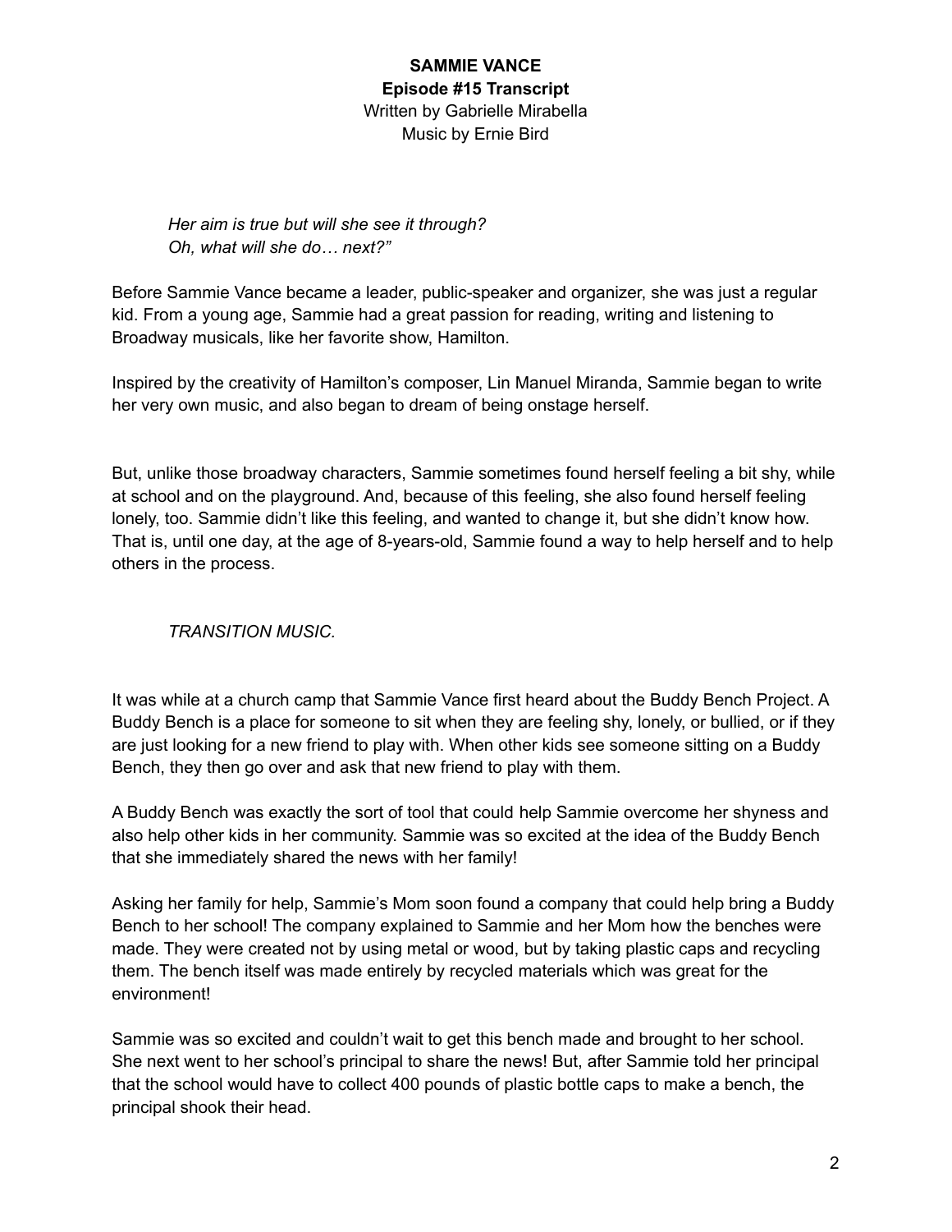**SAMMIE VANCE**
**Episode #15 Transcript**
Written by Gabrielle Mirabella
Music by Ernie Bird

> *Her aim is true but will she see it through?*
> *Oh, what will she do… next?"*

Before Sammie Vance became a leader, public-speaker and organizer, she was just a regular kid. From a young age, Sammie had a great passion for reading, writing and listening to Broadway musicals, like her favorite show, Hamilton.

Inspired by the creativity of Hamilton's composer, Lin Manuel Miranda, Sammie began to write her very own music, and also began to dream of being onstage herself.

But, unlike those broadway characters, Sammie sometimes found herself feeling a bit shy, while at school and on the playground. And, because of this feeling, she also found herself feeling lonely, too. Sammie didn't like this feeling, and wanted to change it, but she didn't know how. That is, until one day, at the age of 8-years-old, Sammie found a way to help herself and to help others in the process.

> *TRANSITION MUSIC.*

It was while at a church camp that Sammie Vance first heard about the Buddy Bench Project. A Buddy Bench is a place for someone to sit when they are feeling shy, lonely, or bullied, or if they are just looking for a new friend to play with. When other kids see someone sitting on a Buddy Bench, they then go over and ask that new friend to play with them.

A Buddy Bench was exactly the sort of tool that could help Sammie overcome her shyness and also help other kids in her community. Sammie was so excited at the idea of the Buddy Bench that she immediately shared the news with her family!

Asking her family for help, Sammie's Mom soon found a company that could help bring a Buddy Bench to her school! The company explained to Sammie and her Mom how the benches were made. They were created not by using metal or wood, but by taking plastic caps and recycling them. The bench itself was made entirely by recycled materials which was great for the environment!

Sammie was so excited and couldn't wait to get this bench made and brought to her school. She next went to her school's principal to share the news! But, after Sammie told her principal that the school would have to collect 400 pounds of plastic bottle caps to make a bench, the principal shook their head.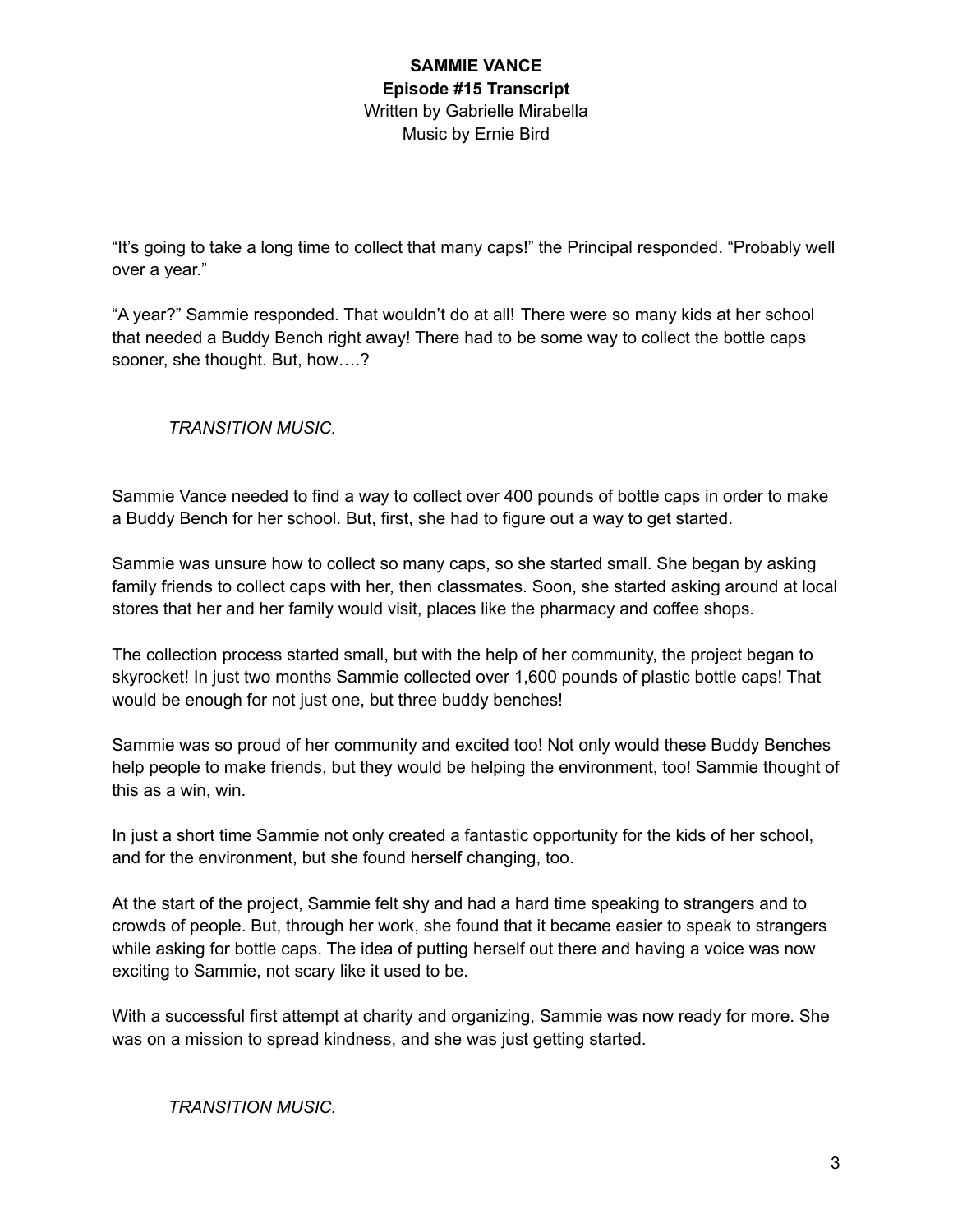**SAMMIE VANCE**
**Episode #15 Transcript**
Written by Gabrielle Mirabella
Music by Ernie Bird

"It's going to take a long time to collect that many caps!" the Principal responded. "Probably well over a year."

"A year?" Sammie responded. That wouldn't do at all! There were so many kids at her school that needed a Buddy Bench right away! There had to be some way to collect the bottle caps sooner, she thought. But, how….?

*TRANSITION MUSIC.*

Sammie Vance needed to find a way to collect over 400 pounds of bottle caps in order to make a Buddy Bench for her school. But, first, she had to figure out a way to get started.

Sammie was unsure how to collect so many caps, so she started small. She began by asking family friends to collect caps with her, then classmates. Soon, she started asking around at local stores that her and her family would visit, places like the pharmacy and coffee shops.

The collection process started small, but with the help of her community, the project began to skyrocket! In just two months Sammie collected over 1,600 pounds of plastic bottle caps! That would be enough for not just one, but three buddy benches!

Sammie was so proud of her community and excited too! Not only would these Buddy Benches help people to make friends, but they would be helping the environment, too! Sammie thought of this as a win, win.

In just a short time Sammie not only created a fantastic opportunity for the kids of her school, and for the environment, but she found herself changing, too.

At the start of the project, Sammie felt shy and had a hard time speaking to strangers and to crowds of people. But, through her work, she found that it became easier to speak to strangers while asking for bottle caps. The idea of putting herself out there and having a voice was now exciting to Sammie, not scary like it used to be.

With a successful first attempt at charity and organizing, Sammie was now ready for more. She was on a mission to spread kindness, and she was just getting started.

*TRANSITION MUSIC.*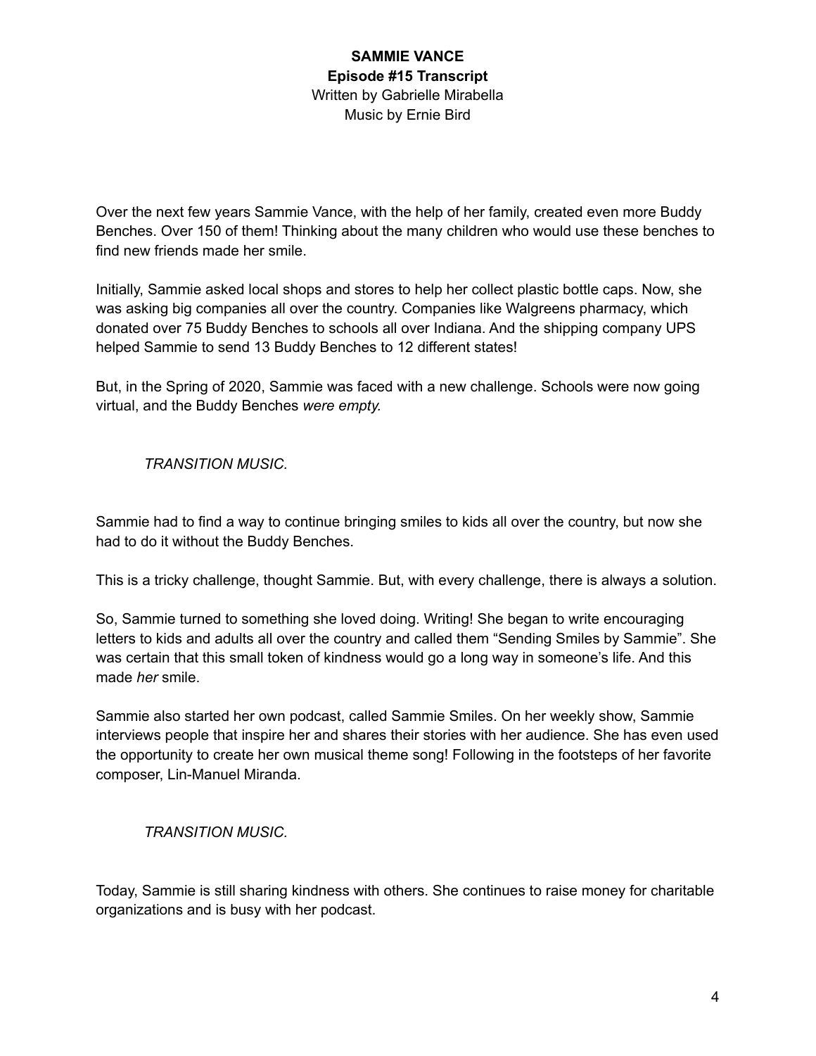**SAMMIE VANCE**
**Episode #15 Transcript**
Written by Gabrielle Mirabella
Music by Ernie Bird

Over the next few years Sammie Vance, with the help of her family, created even more Buddy Benches. Over 150 of them! Thinking about the many children who would use these benches to find new friends made her smile.

Initially, Sammie asked local shops and stores to help her collect plastic bottle caps. Now, she was asking big companies all over the country. Companies like Walgreens pharmacy, which donated over 75 Buddy Benches to schools all over Indiana. And the shipping company UPS helped Sammie to send 13 Buddy Benches to 12 different states!

But, in the Spring of 2020, Sammie was faced with a new challenge. Schools were now going virtual, and the Buddy Benches *were empty.*

*TRANSITION MUSIC.*

Sammie had to find a way to continue bringing smiles to kids all over the country, but now she had to do it without the Buddy Benches.

This is a tricky challenge, thought Sammie. But, with every challenge, there is always a solution.

So, Sammie turned to something she loved doing. Writing! She began to write encouraging letters to kids and adults all over the country and called them "Sending Smiles by Sammie". She was certain that this small token of kindness would go a long way in someone's life. And this made *her* smile.

Sammie also started her own podcast, called Sammie Smiles. On her weekly show, Sammie interviews people that inspire her and shares their stories with her audience. She has even used the opportunity to create her own musical theme song! Following in the footsteps of her favorite composer, Lin-Manuel Miranda.

*TRANSITION MUSIC.*

Today, Sammie is still sharing kindness with others. She continues to raise money for charitable organizations and is busy with her podcast.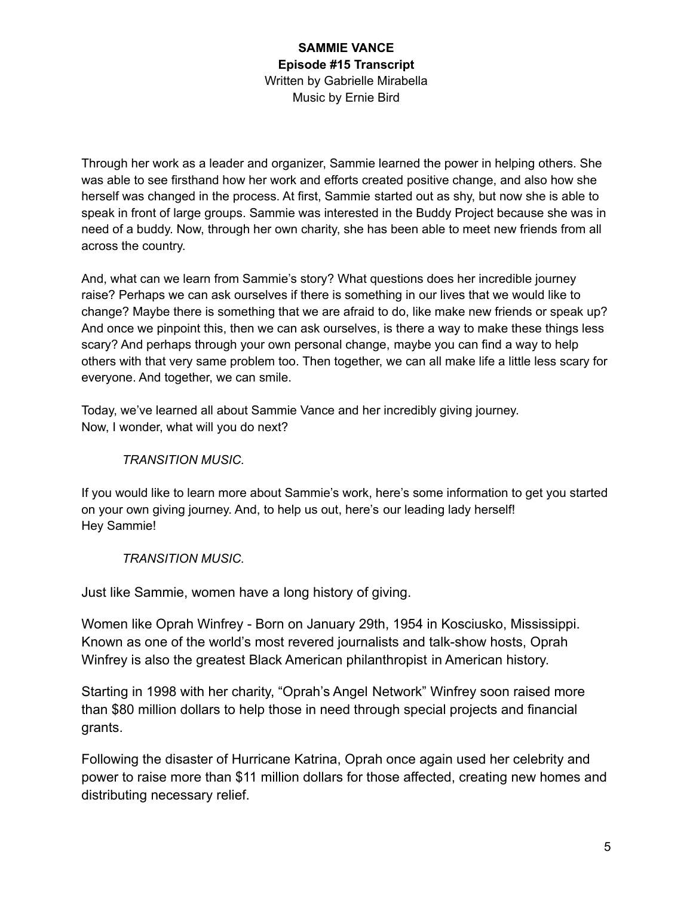**SAMMIE VANCE**
**Episode #15 Transcript**
Written by Gabrielle Mirabella
Music by Ernie Bird

Through her work as a leader and organizer, Sammie learned the power in helping others. She was able to see firsthand how her work and efforts created positive change, and also how she herself was changed in the process. At first, Sammie started out as shy, but now she is able to speak in front of large groups. Sammie was interested in the Buddy Project because she was in need of a buddy. Now, through her own charity, she has been able to meet new friends from all across the country.

And, what can we learn from Sammie's story? What questions does her incredible journey raise? Perhaps we can ask ourselves if there is something in our lives that we would like to change? Maybe there is something that we are afraid to do, like make new friends or speak up? And once we pinpoint this, then we can ask ourselves, is there a way to make these things less scary? And perhaps through your own personal change, maybe you can find a way to help others with that very same problem too. Then together, we can all make life a little less scary for everyone. And together, we can smile.

Today, we've learned all about Sammie Vance and her incredibly giving journey.
Now, I wonder, what will you do next?

*TRANSITION MUSIC.*

If you would like to learn more about Sammie's work, here's some information to get you started on your own giving journey. And, to help us out, here's our leading lady herself!
Hey Sammie!

*TRANSITION MUSIC.*

Just like Sammie, women have a long history of giving.

Women like Oprah Winfrey - Born on January 29th, 1954 in Kosciusko, Mississippi. Known as one of the world's most revered journalists and talk-show hosts, Oprah Winfrey is also the greatest Black American philanthropist in American history.

Starting in 1998 with her charity, "Oprah's Angel Network" Winfrey soon raised more than $80 million dollars to help those in need through special projects and financial grants.

Following the disaster of Hurricane Katrina, Oprah once again used her celebrity and power to raise more than $11 million dollars for those affected, creating new homes and distributing necessary relief.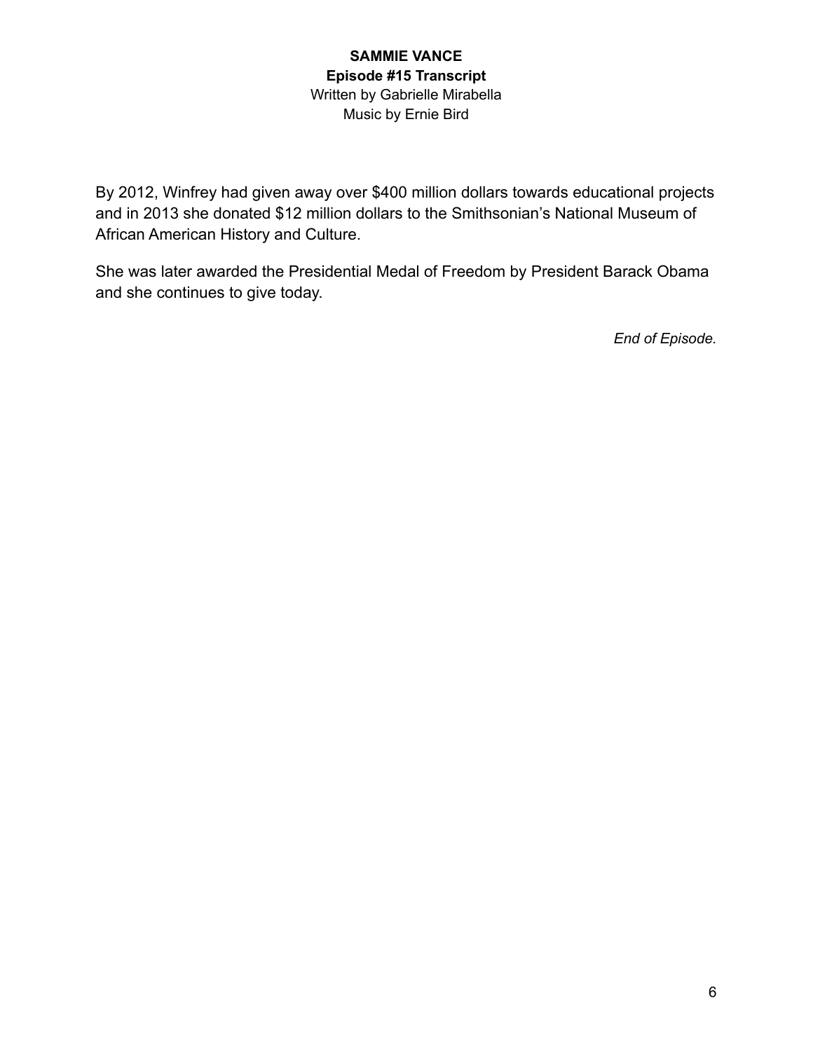By 2012, Winfrey had given away over $400 million dollars towards educational projects and in 2013 she donated $12 million dollars to the Smithsonian's National Museum of African American History and Culture.

She was later awarded the Presidential Medal of Freedom by President Barack Obama and she continues to give today.

*End of Episode.*